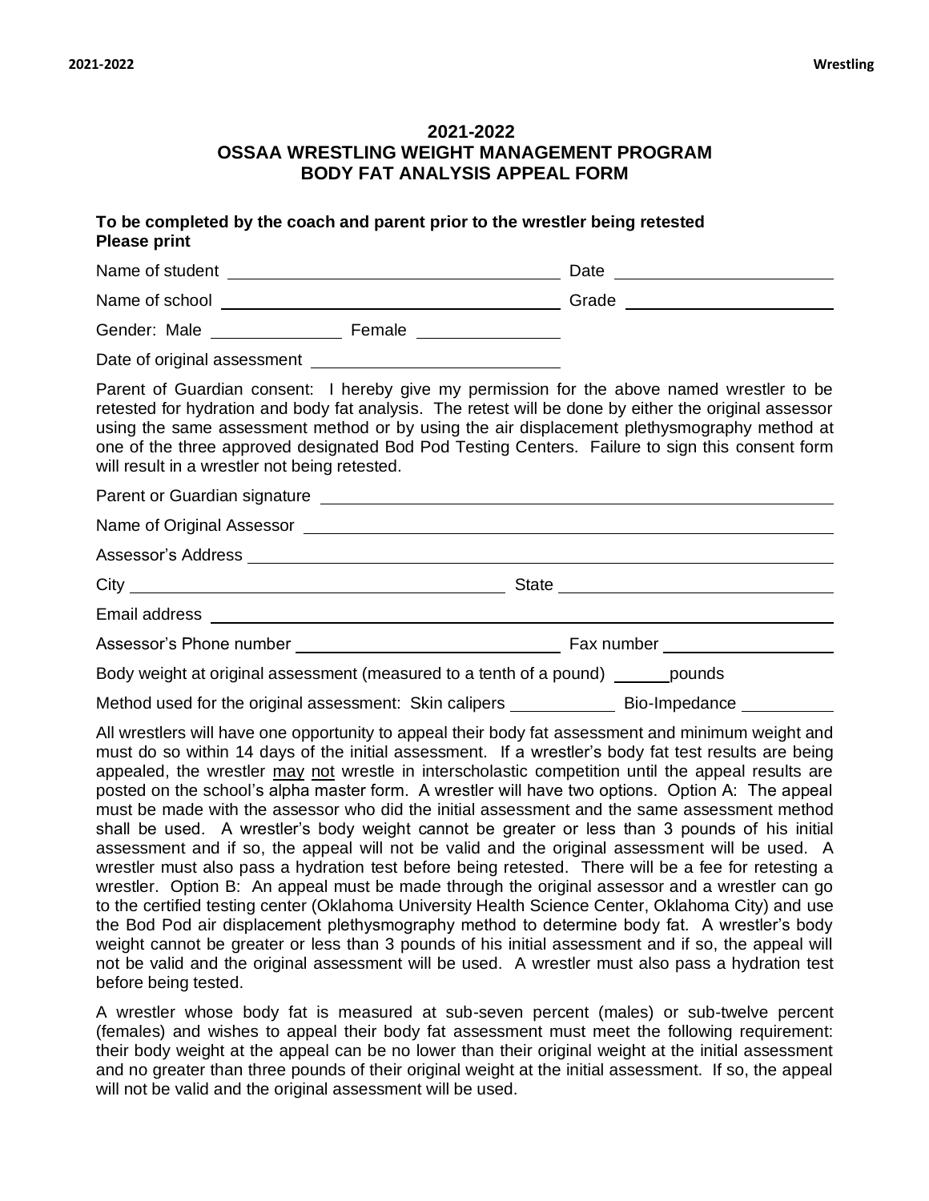## 2021-2022
## OSSAA WRESTLING WEIGHT MANAGEMENT PROGRAM
## BODY FAT ANALYSIS APPEAL FORM

**To be completed by the coach and parent prior to the wrestler being retested**
**Please print**

Name of student ______________________________ Date ____________________

Name of school ______________________________ Grade ____________________

Gender: Male ____________ Female ____________

Date of original assessment ______________________

Parent of Guardian consent: I hereby give my permission for the above named wrestler to be retested for hydration and body fat analysis. The retest will be done by either the original assessor using the same assessment method or by using the air displacement plethysmography method at one of the three approved designated Bod Pod Testing Centers. Failure to sign this consent form will result in a wrestler not being retested.

Parent or Guardian signature ____________________________________________

Name of Original Assessor ____________________________________________

Assessor's Address ____________________________________________

City ______________________________ State ______________________________

Email address ____________________________________________

Assessor's Phone number ______________________ Fax number ________________

Body weight at original assessment (measured to a tenth of a pound) ______pounds

Method used for the original assessment: Skin calipers __________ Bio-Impedance __________

All wrestlers will have one opportunity to appeal their body fat assessment and minimum weight and must do so within 14 days of the initial assessment. If a wrestler's body fat test results are being appealed, the wrestler <u>may</u> <u>not</u> wrestle in interscholastic competition until the appeal results are posted on the school's alpha master form. A wrestler will have two options. Option A: The appeal must be made with the assessor who did the initial assessment and the same assessment method shall be used. A wrestler's body weight cannot be greater or less than 3 pounds of his initial assessment and if so, the appeal will not be valid and the original assessment will be used. A wrestler must also pass a hydration test before being retested. There will be a fee for retesting a wrestler. Option B: An appeal must be made through the original assessor and a wrestler can go to the certified testing center (Oklahoma University Health Science Center, Oklahoma City) and use the Bod Pod air displacement plethysmography method to determine body fat. A wrestler's body weight cannot be greater or less than 3 pounds of his initial assessment and if so, the appeal will not be valid and the original assessment will be used. A wrestler must also pass a hydration test before being tested.

A wrestler whose body fat is measured at sub-seven percent (males) or sub-twelve percent (females) and wishes to appeal their body fat assessment must meet the following requirement: their body weight at the appeal can be no lower than their original weight at the initial assessment and no greater than three pounds of their original weight at the initial assessment. If so, the appeal will not be valid and the original assessment will be used.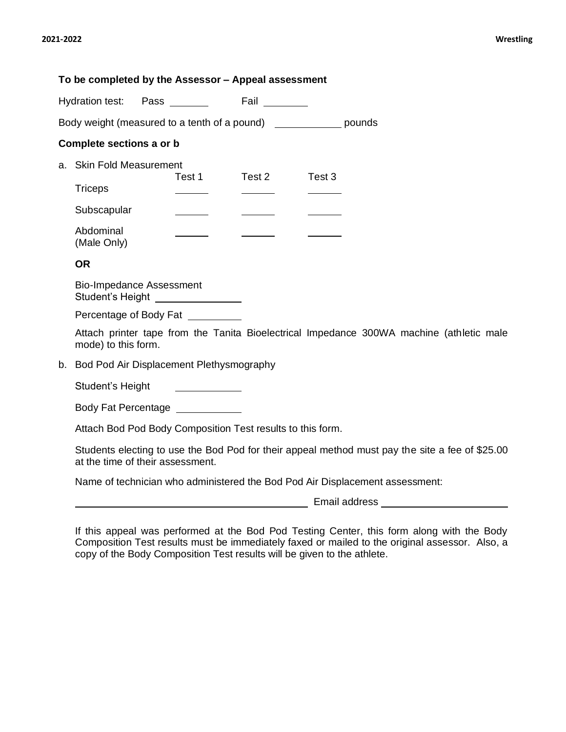**To be completed by the Assessor – Appeal assessment**

Hydration test: Pass ______ Fail ______

Body weight (measured to a tenth of a pound) __________ pounds

**Complete sections a or b**

a. Skin Fold Measurement

| | Test 1 | Test 2 | Test 3 |
|---|---|---|---|
| Triceps | ______ | ______ | ______ |
| Subscapular | ______ | ______ | ______ |
| Abdominal (Male Only) | ______ | ______ | ______ |

**OR**

Bio-Impedance Assessment
Student's Height ______________

Percentage of Body Fat ________

Attach printer tape from the Tanita Bioelectrical Impedance 300WA machine (athletic male mode) to this form.

b. Bod Pod Air Displacement Plethysmography

Student's Height __________

Body Fat Percentage __________

Attach Bod Pod Body Composition Test results to this form.

Students electing to use the Bod Pod for their appeal method must pay the site a fee of $25.00 at the time of their assessment.

Name of technician who administered the Bod Pod Air Displacement assessment:

______________________________________ Email address ____________________

If this appeal was performed at the Bod Pod Testing Center, this form along with the Body Composition Test results must be immediately faxed or mailed to the original assessor. Also, a copy of the Body Composition Test results will be given to the athlete.